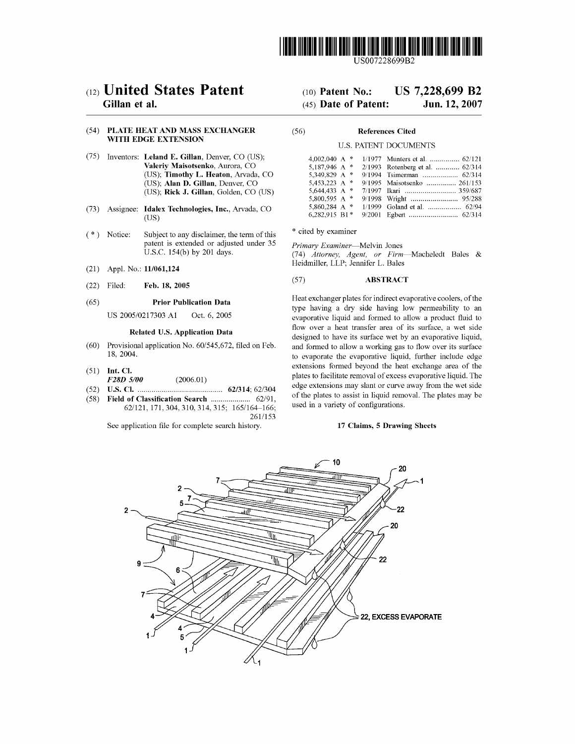US007228699B2

# (12) United States Patent
**Gillan et al.**

(10) **Patent No.: US 7,228,699 B2**

(45) **Date of Patent: Jun. 12, 2007**

(54) **PLATE HEAT AND MASS EXCHANGER WITH EDGE EXTENSION**

(75) Inventors: **Leland E. Gillan**, Denver, CO (US); **Valeriy Maisotsenko**, Aurora, CO (US); **Timothy L. Heaton**, Arvada, CO (US); **Alan D. Gillan**, Denver, CO (US); **Rick J. Gillan**, Golden, CO (US)

(73) Assignee: **Idalex Technologies, Inc.**, Arvada, CO (US)

( * ) Notice: Subject to any disclaimer, the term of this patent is extended or adjusted under 35 U.S.C. 154(b) by 201 days.

(21) Appl. No.: **11/061,124**

(22) Filed: **Feb. 18, 2005**

(65) **Prior Publication Data**

US 2005/0217303 A1 Oct. 6, 2005

**Related U.S. Application Data**

(60) Provisional application No. 60/545,672, filed on Feb. 18, 2004.

(51) **Int. Cl.**
***F28D 5/00*** (2006.01)

(52) **U.S. Cl.** .......................................... **62/314**; 62/304

(58) **Field of Classification Search** .................... 62/91, 62/121, 171, 304, 310, 314, 315; 165/164–166; 261/153

See application file for complete search history.

(56) **References Cited**

U.S. PATENT DOCUMENTS

| | | | |
|---|---|---|---|
| 4,002,040 A * | 1/1977 | Munters et al. | 62/121 |
| 5,187,946 A * | 2/1993 | Rotenberg et al. | 62/314 |
| 5,349,829 A * | 9/1994 | Tsimerman | 62/314 |
| 5,453,223 A * | 9/1995 | Maisotsenko | 261/153 |
| 5,644,433 A * | 7/1997 | Ikari | 359/687 |
| 5,800,595 A * | 9/1998 | Wright | 95/288 |
| 5,860,284 A * | 1/1999 | Goland et al. | 62/94 |
| 6,282,915 B1 * | 9/2001 | Egbert | 62/314 |

\* cited by examiner

*Primary Examiner*—Melvin Jones

(74) *Attorney, Agent, or Firm*—Macheledt Bales & Heidmiller, LLP; Jennifer L. Bales

(57) **ABSTRACT**

Heat exchanger plates for indirect evaporative coolers, of the type having a dry side having low permeability to an evaporative liquid and formed to allow a product fluid to flow over a heat transfer area of its surface, a wet side designed to have its surface wet by an evaporative liquid, and formed to allow a working gas to flow over its surface to evaporate the evaporative liquid, further include edge extensions formed beyond the heat exchange area of the plates to facilitate removal of excess evaporative liquid. The edge extensions may slant or curve away from the wet side of the plates to assist in liquid removal. The plates may be used in a variety of configurations.

**17 Claims, 5 Drawing Sheets**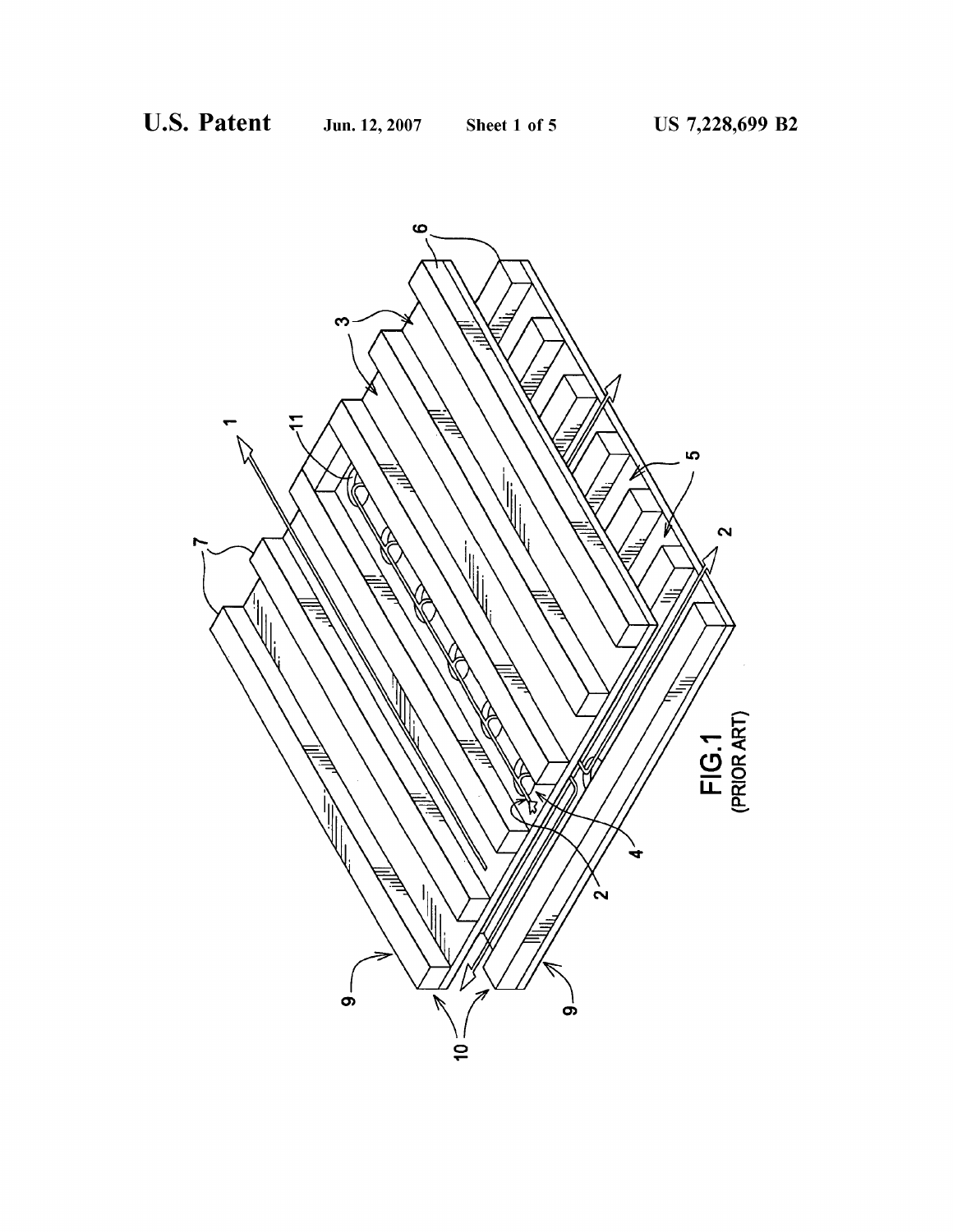FIG.1
(PRIOR ART)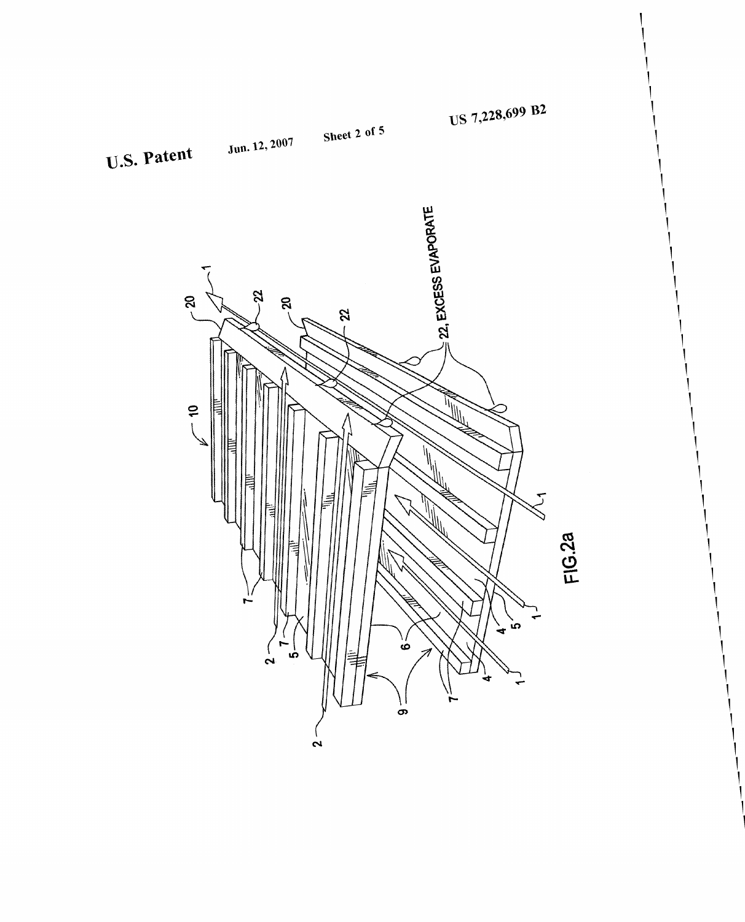22, EXCESS EVAPORATE

FIG.2a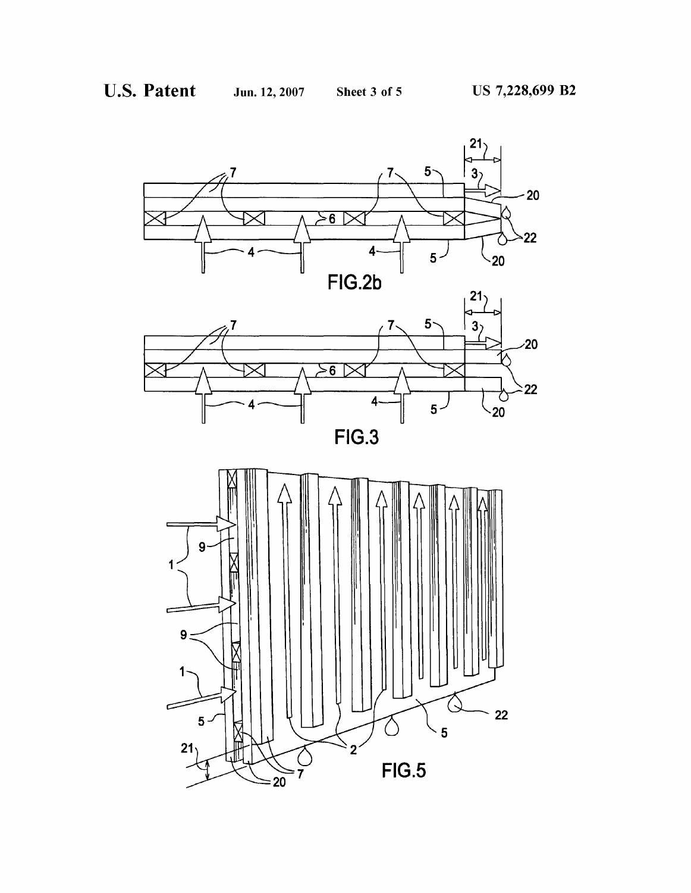FIG.2b

FIG.3

FIG.5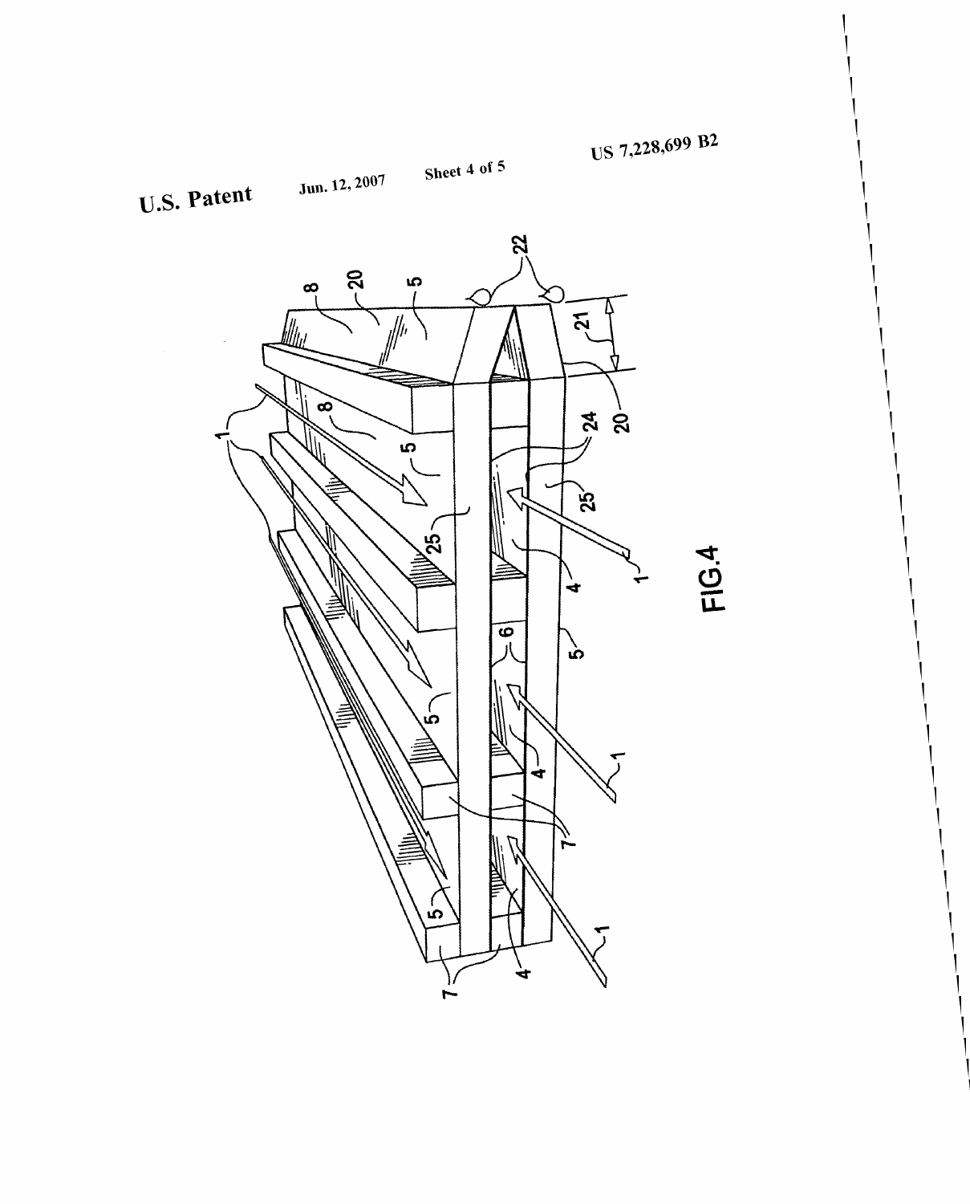FIG.4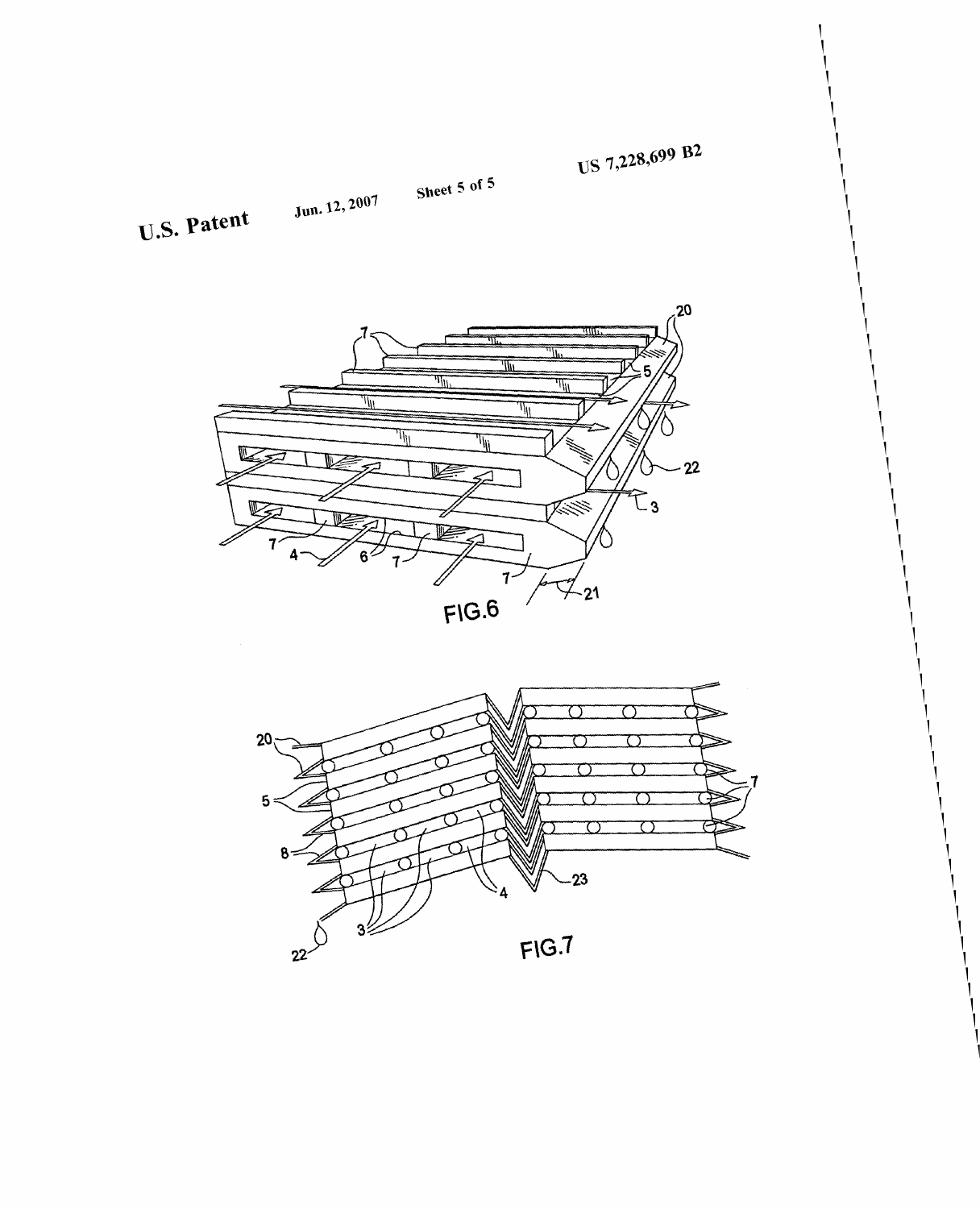FIG.6

FIG.7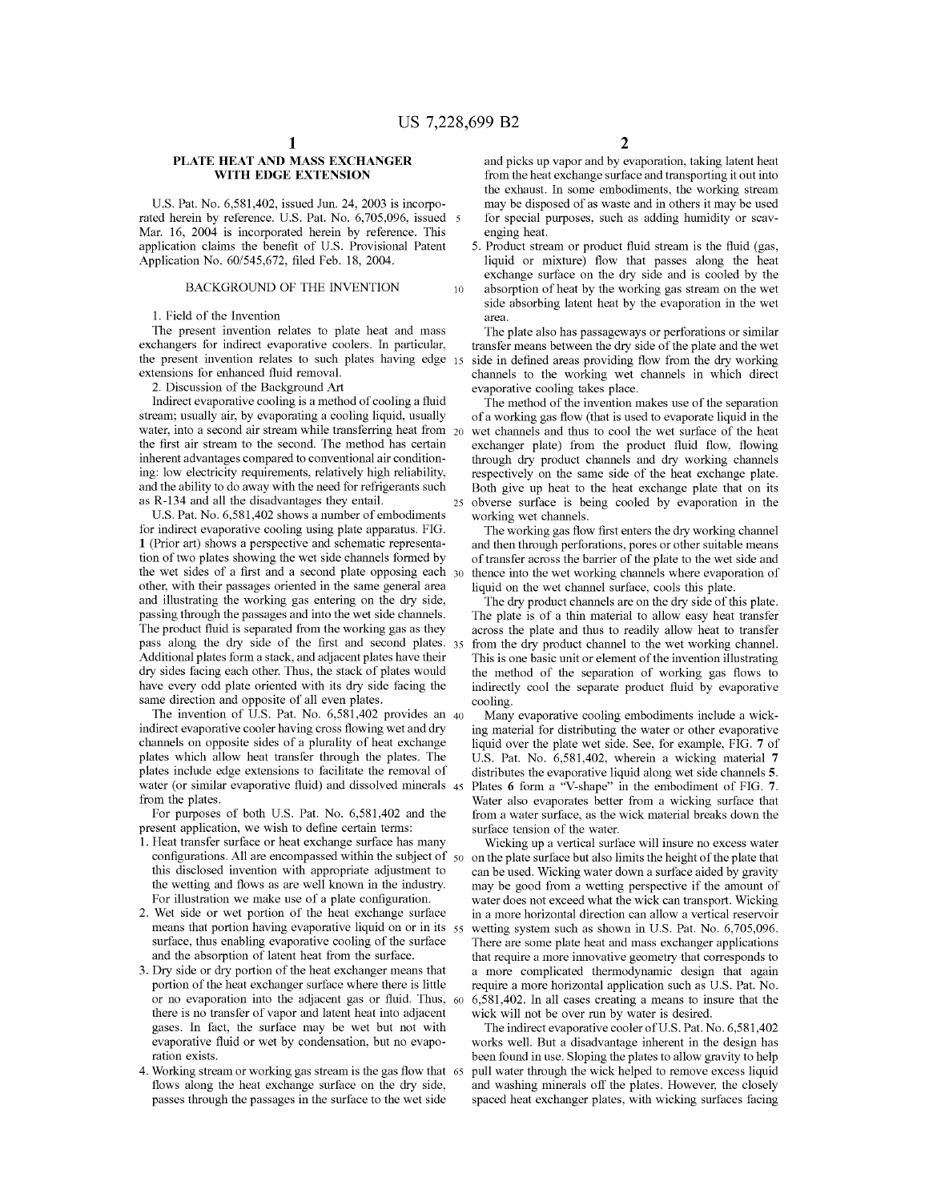# PLATE HEAT AND MASS EXCHANGER WITH EDGE EXTENSION

U.S. Pat. No. 6,581,402, issued Jun. 24, 2003 is incorporated herein by reference. U.S. Pat. No. 6,705,096, issued Mar. 16, 2004 is incorporated herein by reference. This application claims the benefit of U.S. Provisional Patent Application No. 60/545,672, filed Feb. 18, 2004.

## BACKGROUND OF THE INVENTION

1. Field of the Invention

The present invention relates to plate heat and mass exchangers for indirect evaporative coolers. In particular, the present invention relates to such plates having edge extensions for enhanced fluid removal.

2. Discussion of the Background Art

Indirect evaporative cooling is a method of cooling a fluid stream; usually air, by evaporating a cooling liquid, usually water, into a second air stream while transferring heat from the first air stream to the second. The method has certain inherent advantages compared to conventional air conditioning: low electricity requirements, relatively high reliability, and the ability to do away with the need for refrigerants such as R-134 and all the disadvantages they entail.

U.S. Pat. No. 6,581,402 shows a number of embodiments for indirect evaporative cooling using plate apparatus. FIG. **1** (Prior art) shows a perspective and schematic representation of two plates showing the wet side channels formed by the wet sides of a first and a second plate opposing each other, with their passages oriented in the same general area and illustrating the working gas entering on the dry side, passing through the passages and into the wet side channels. The product fluid is separated from the working gas as they pass along the dry side of the first and second plates. Additional plates form a stack, and adjacent plates have their dry sides facing each other. Thus, the stack of plates would have every odd plate oriented with its dry side facing the same direction and opposite of all even plates.

The invention of U.S. Pat. No. 6,581,402 provides an indirect evaporative cooler having cross flowing wet and dry channels on opposite sides of a plurality of heat exchange plates which allow heat transfer through the plates. The plates include edge extensions to facilitate the removal of water (or similar evaporative fluid) and dissolved minerals from the plates.

For purposes of both U.S. Pat. No. 6,581,402 and the present application, we wish to define certain terms:

1. Heat transfer surface or heat exchange surface has many configurations. All are encompassed within the subject of this disclosed invention with appropriate adjustment to the wetting and flows as are well known in the industry. For illustration we make use of a plate configuration.
2. Wet side or wet portion of the heat exchange surface means that portion having evaporative liquid on or in its surface, thus enabling evaporative cooling of the surface and the absorption of latent heat from the surface.
3. Dry side or dry portion of the heat exchanger means that portion of the heat exchanger surface where there is little or no evaporation into the adjacent gas or fluid. Thus, there is no transfer of vapor and latent heat into adjacent gases. In fact, the surface may be wet but not with evaporative fluid or wet by condensation, but no evaporation exists.
4. Working stream or working gas stream is the gas flow that flows along the heat exchange surface on the dry side, passes through the passages in the surface to the wet side and picks up vapor and by evaporation, taking latent heat from the heat exchange surface and transporting it out into the exhaust. In some embodiments, the working stream may be disposed of as waste and in others it may be used for special purposes, such as adding humidity or scavenging heat.
5. Product stream or product fluid stream is the fluid (gas, liquid or mixture) flow that passes along the heat exchange surface on the dry side and is cooled by the absorption of heat by the working gas stream on the wet side absorbing latent heat by the evaporation in the wet area.

The plate also has passageways or perforations or similar transfer means between the dry side of the plate and the wet side in defined areas providing flow from the dry working channels to the working wet channels in which direct evaporative cooling takes place.

The method of the invention makes use of the separation of a working gas flow (that is used to evaporate liquid in the wet channels and thus to cool the wet surface of the heat exchanger plate) from the product fluid flow, flowing through dry product channels and dry working channels respectively on the same side of the heat exchange plate. Both give up heat to the heat exchange plate that on its obverse surface is being cooled by evaporation in the working wet channels.

The working gas flow first enters the dry working channel and then through perforations, pores or other suitable means of transfer across the barrier of the plate to the wet side and thence into the wet working channels where evaporation of liquid on the wet channel surface, cools this plate.

The dry product channels are on the dry side of this plate. The plate is of a thin material to allow easy heat transfer across the plate and thus to readily allow heat to transfer from the dry product channel to the wet working channel. This is one basic unit or element of the invention illustrating the method of the separation of working gas flows to indirectly cool the separate product fluid by evaporative cooling.

Many evaporative cooling embodiments include a wicking material for distributing the water or other evaporative liquid over the plate wet side. See, for example, FIG. **7** of U.S. Pat. No. 6,581,402, wherein a wicking material **7** distributes the evaporative liquid along wet side channels **5**. Plates **6** form a "V-shape" in the embodiment of FIG. **7**. Water also evaporates better from a wicking surface that from a water surface, as the wick material breaks down the surface tension of the water.

Wicking up a vertical surface will insure no excess water on the plate surface but also limits the height of the plate that can be used. Wicking water down a surface aided by gravity may be good from a wetting perspective if the amount of water does not exceed what the wick can transport. Wicking in a more horizontal direction can allow a vertical reservoir wetting system such as shown in U.S. Pat. No. 6,705,096. There are some plate heat and mass exchanger applications that require a more innovative geometry that corresponds to a more complicated thermodynamic design that again require a more horizontal application such as U.S. Pat. No. 6,581,402. In all cases creating a means to insure that the wick will not be over run by water is desired.

The indirect evaporative cooler of U.S. Pat. No. 6,581,402 works well. But a disadvantage inherent in the design has been found in use. Sloping the plates to allow gravity to help pull water through the wick helped to remove excess liquid and washing minerals off the plates. However, the closely spaced heat exchanger plates, with wicking surfaces facing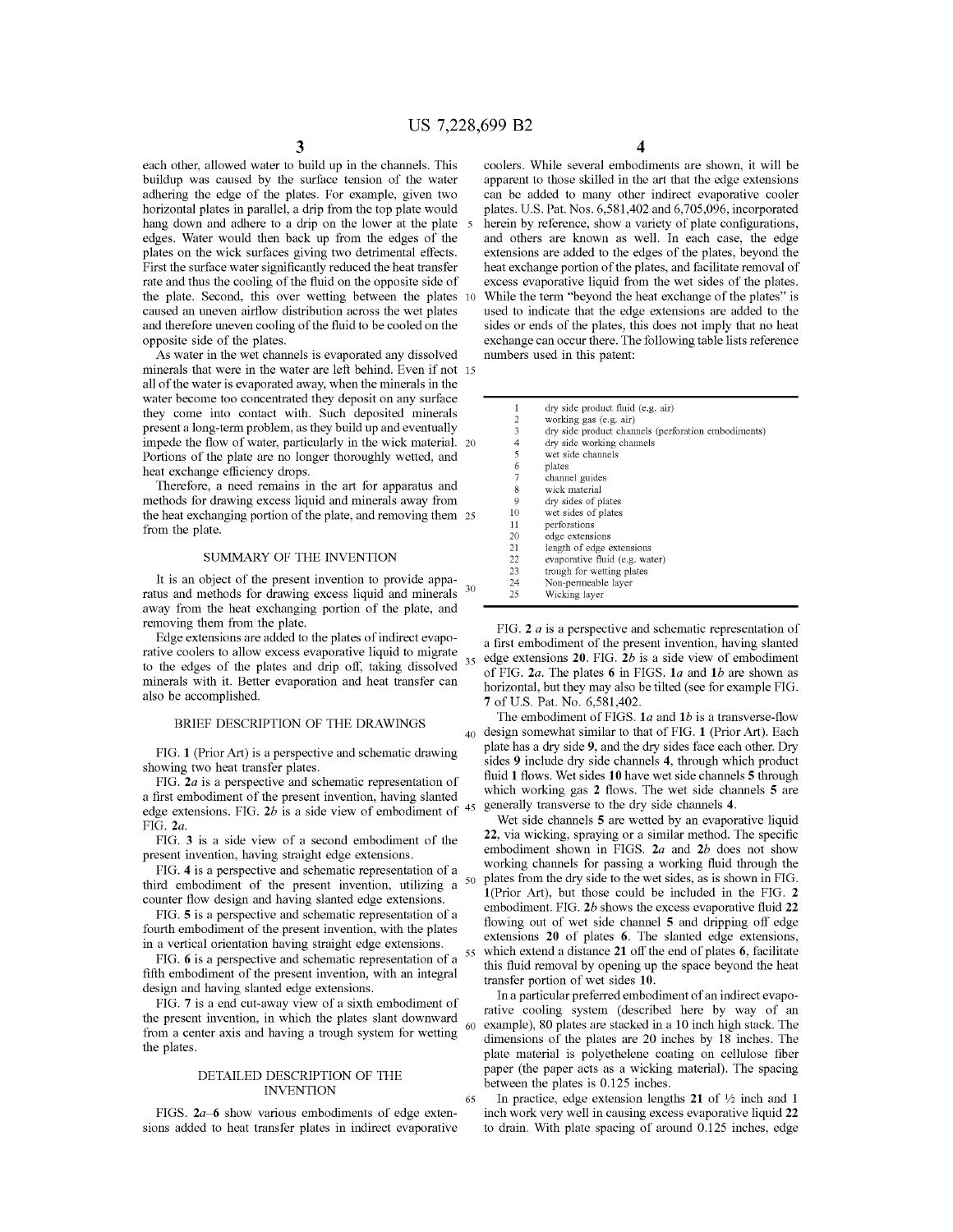each other, allowed water to build up in the channels. This buildup was caused by the surface tension of the water adhering the edge of the plates. For example, given two horizontal plates in parallel, a drip from the top plate would hang down and adhere to a drip on the lower at the plate edges. Water would then back up from the edges of the plates on the wick surfaces giving two detrimental effects. First the surface water significantly reduced the heat transfer rate and thus the cooling of the fluid on the opposite side of the plate. Second, this over wetting between the plates caused an uneven airflow distribution across the wet plates and therefore uneven cooling of the fluid to be cooled on the opposite side of the plates.

As water in the wet channels is evaporated any dissolved minerals that were in the water are left behind. Even if not all of the water is evaporated away, when the minerals in the water become too concentrated they deposit on any surface they come into contact with. Such deposited minerals present a long-term problem, as they build up and eventually impede the flow of water, particularly in the wick material. Portions of the plate are no longer thoroughly wetted, and heat exchange efficiency drops.

Therefore, a need remains in the art for apparatus and methods for drawing excess liquid and minerals away from the heat exchanging portion of the plate, and removing them from the plate.

## SUMMARY OF THE INVENTION

It is an object of the present invention to provide apparatus and methods for drawing excess liquid and minerals away from the heat exchanging portion of the plate, and removing them from the plate.

Edge extensions are added to the plates of indirect evaporative coolers to allow excess evaporative liquid to migrate to the edges of the plates and drip off, taking dissolved minerals with it. Better evaporation and heat transfer can also be accomplished.

## BRIEF DESCRIPTION OF THE DRAWINGS

FIG. **1** (Prior Art) is a perspective and schematic drawing showing two heat transfer plates.

FIG. **2***a* is a perspective and schematic representation of a first embodiment of the present invention, having slanted edge extensions. FIG. **2***b* is a side view of embodiment of FIG. **2***a*.

FIG. **3** is a side view of a second embodiment of the present invention, having straight edge extensions.

FIG. **4** is a perspective and schematic representation of a third embodiment of the present invention, utilizing a counter flow design and having slanted edge extensions.

FIG. **5** is a perspective and schematic representation of a fourth embodiment of the present invention, with the plates in a vertical orientation having straight edge extensions.

FIG. **6** is a perspective and schematic representation of a fifth embodiment of the present invention, with an integral design and having slanted edge extensions.

FIG. **7** is an end cut-away view of a sixth embodiment of the present invention, in which the plates slant downward from a center axis and having a trough system for wetting the plates.

## DETAILED DESCRIPTION OF THE INVENTION

FIGS. **2***a*–**6** show various embodiments of edge extensions added to heat transfer plates in indirect evaporative coolers. While several embodiments are shown, it will be apparent to those skilled in the art that the edge extensions can be added to many other indirect evaporative cooler plates. U.S. Pat. Nos. 6,581,402 and 6,705,096, incorporated herein by reference, show a variety of plate configurations, and others are known as well. In each case, the edge extensions are added to the edges of the plates, beyond the heat exchange portion of the plates, and facilitate removal of excess evaporative liquid from the wet sides of the plates. While the term "beyond the heat exchange of the plates" is used to indicate that the edge extensions are added to the sides or ends of the plates, this does not imply that no heat exchange can occur there. The following table lists reference numbers used in this patent:

| | |
|---|---|
| 1 | dry side product fluid (e.g. air) |
| 2 | working gas (e.g. air) |
| 3 | dry side product channels (perforation embodiments) |
| 4 | dry side working channels |
| 5 | wet side channels |
| 6 | plates |
| 7 | channel guides |
| 8 | wick material |
| 9 | dry sides of plates |
| 10 | wet sides of plates |
| 11 | perforations |
| 20 | edge extensions |
| 21 | length of edge extensions |
| 22 | evaporative fluid (e.g. water) |
| 23 | trough for wetting plates |
| 24 | Non-permeable layer |
| 25 | Wicking layer |

FIG. **2** *a* is a perspective and schematic representation of a first embodiment of the present invention, having slanted edge extensions **20**. FIG. **2***b* is a side view of embodiment of FIG. **2***a*. The plates **6** in FIGS. **1***a* and **1***b* are shown as horizontal, but they may also be tilted (see for example FIG. **7** of U.S. Pat. No. 6,581,402.

The embodiment of FIGS. **1***a* and **1***b* is a transverse-flow design somewhat similar to that of FIG. **1** (Prior Art). Each plate has a dry side **9**, and the dry sides face each other. Dry sides **9** include dry side channels **4**, through which product fluid **1** flows. Wet sides **10** have wet side channels **5** through which working gas **2** flows. The wet side channels **5** are generally transverse to the dry side channels **4**.

Wet side channels **5** are wetted by an evaporative liquid **22**, via wicking, spraying or a similar method. The specific embodiment shown in FIGS. **2***a* and **2***b* does not show working channels for passing a working fluid through the plates from the dry side to the wet sides, as is shown in FIG. **1**(Prior Art), but those could be included in the FIG. **2** embodiment. FIG. **2***b* shows the excess evaporative fluid **22** flowing out of wet side channel **5** and dripping off edge extensions **20** of plates **6**. The slanted edge extensions, which extend a distance **21** off the end of plates **6**, facilitate this fluid removal by opening up the space beyond the heat transfer portion of wet sides **10**.

In a particular preferred embodiment of an indirect evaporative cooling system (described here by way of an example), 80 plates are stacked in a 10 inch high stack. The dimensions of the plates are 20 inches by 18 inches. The plate material is polyethelene coating on cellulose fiber paper (the paper acts as a wicking material). The spacing between the plates is 0.125 inches.

In practice, edge extension lengths **21** of ½ inch and 1 inch work very well in causing excess evaporative liquid **22** to drain. With plate spacing of around 0.125 inches, edge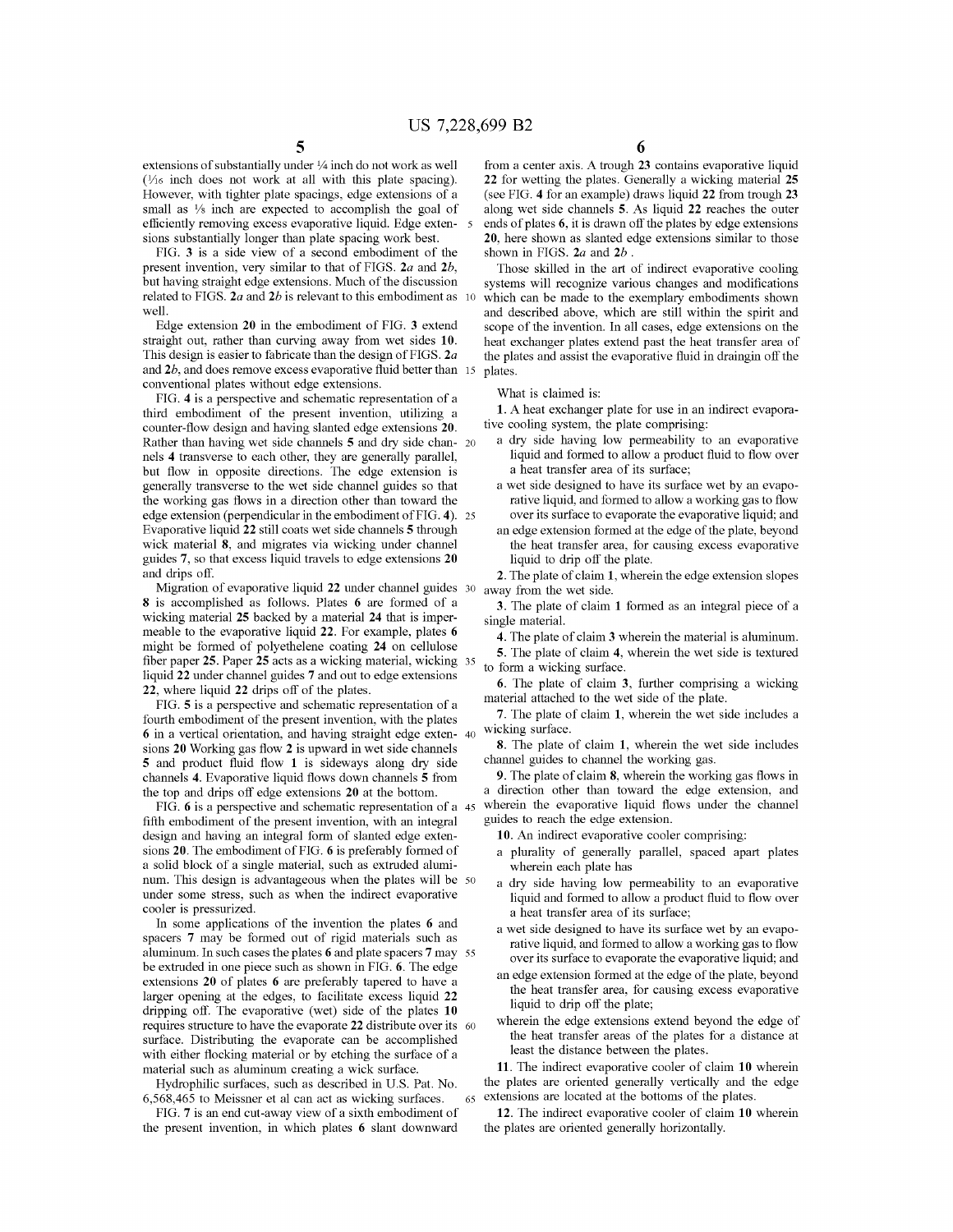extensions of substantially under ¼ inch do not work as well (1/16 inch does not work at all with this plate spacing). However, with tighter plate spacings, edge extensions of a small as ⅛ inch are expected to accomplish the goal of efficiently removing excess evaporative liquid. Edge extensions substantially longer than plate spacing work best.

FIG. **3** is a side view of a second embodiment of the present invention, very similar to that of FIGS. **2***a* and **2***b*, but having straight edge extensions. Much of the discussion related to FIGS. **2***a* and **2***b* is relevant to this embodiment as well.

Edge extension **20** in the embodiment of FIG. **3** extend straight out, rather than curving away from wet sides **10**. This design is easier to fabricate than the design of FIGS. **2***a* and **2***b*, and does remove excess evaporative fluid better than conventional plates without edge extensions.

FIG. **4** is a perspective and schematic representation of a third embodiment of the present invention, utilizing a counter-flow design and having slanted edge extensions **20**. Rather than having wet side channels **5** and dry side channels **4** transverse to each other, they are generally parallel, but flow in opposite directions. The edge extension is generally transverse to the wet side channel guides so that the working gas flows in a direction other than toward the edge extension (perpendicular in the embodiment of FIG. **4**). Evaporative liquid **22** still coats wet side channels **5** through wick material **8**, and migrates via wicking under channel guides **7**, so that excess liquid travels to edge extensions **20** and drips off.

Migration of evaporative liquid **22** under channel guides **8** is accomplished as follows. Plates **6** are formed of a wicking material **25** backed by a material **24** that is impermeable to the evaporative liquid **22**. For example, plates **6** might be formed of polyethelene coating **24** on cellulose fiber paper **25**. Paper **25** acts as a wicking material, wicking liquid **22** under channel guides **7** and out to edge extensions **22**, where liquid **22** drips off of the plates.

FIG. **5** is a perspective and schematic representation of a fourth embodiment of the present invention, with the plates **6** in a vertical orientation, and having straight edge extensions **20** Working gas flow **2** is upward in wet side channels **5** and product fluid flow **1** is sideways along dry side channels **4**. Evaporative liquid flows down channels **5** from the top and drips off edge extensions **20** at the bottom.

FIG. **6** is a perspective and schematic representation of a fifth embodiment of the present invention, with an integral design and having an integral form of slanted edge extensions **20**. The embodiment of FIG. **6** is preferably formed of a solid block of a single material, such as extruded aluminum. This design is advantageous when the plates will be under some stress, such as when the indirect evaporative cooler is pressurized.

In some applications of the invention the plates **6** and spacers **7** may be formed out of rigid materials such as aluminum. In such cases the plates **6** and plate spacers **7** may be extruded in one piece such as shown in FIG. **6**. The edge extensions **20** of plates **6** are preferably tapered to have a larger opening at the edges, to facilitate excess liquid **22** dripping off. The evaporative (wet) side of the plates **10** requires structure to have the evaporate **22** distribute over its surface. Distributing the evaporate can be accomplished with either flocking material or by etching the surface of a material such as aluminum creating a wick surface.

Hydrophilic surfaces, such as described in U.S. Pat. No. 6,568,465 to Meissner et al can act as wicking surfaces.

FIG. **7** is an end cut-away view of a sixth embodiment of the present invention, in which plates **6** slant downward from a center axis. A trough **23** contains evaporative liquid **22** for wetting the plates. Generally a wicking material **25** (see FIG. **4** for an example) draws liquid **22** from trough **23** along wet side channels **5**. As liquid **22** reaches the outer ends of plates **6**, it is drawn off the plates by edge extensions **20**, here shown as slanted edge extensions similar to those shown in FIGS. **2***a* and **2***b* .

Those skilled in the art of indirect evaporative cooling systems will recognize various changes and modifications which can be made to the exemplary embodiments shown and described above, which are still within the spirit and scope of the invention. In all cases, edge extensions on the heat exchanger plates extend past the heat transfer area of the plates and assist the evaporative fluid in draingin off the plates.

What is claimed is:

**1**. A heat exchanger plate for use in an indirect evaporative cooling system, the plate comprising:

- a dry side having low permeability to an evaporative liquid and formed to allow a product fluid to flow over a heat transfer area of its surface;
- a wet side designed to have its surface wet by an evaporative liquid, and formed to allow a working gas to flow over its surface to evaporate the evaporative liquid; and
- an edge extension formed at the edge of the plate, beyond the heat transfer area, for causing excess evaporative liquid to drip off the plate.

**2**. The plate of claim **1**, wherein the edge extension slopes away from the wet side.

**3**. The plate of claim **1** formed as an integral piece of a single material.

**4**. The plate of claim **3** wherein the material is aluminum.

**5**. The plate of claim **4**, wherein the wet side is textured to form a wicking surface.

**6**. The plate of claim **3**, further comprising a wicking material attached to the wet side of the plate.

**7**. The plate of claim **1**, wherein the wet side includes a wicking surface.

**8**. The plate of claim **1**, wherein the wet side includes channel guides to channel the working gas.

**9**. The plate of claim **8**, wherein the working gas flows in a direction other than toward the edge extension, and wherein the evaporative liquid flows under the channel guides to reach the edge extension.

**10**. An indirect evaporative cooler comprising:

- a plurality of generally parallel, spaced apart plates wherein each plate has
- a dry side having low permeability to an evaporative liquid and formed to allow a product fluid to flow over a heat transfer area of its surface;
- a wet side designed to have its surface wet by an evaporative liquid, and formed to allow a working gas to flow over its surface to evaporate the evaporative liquid; and
- an edge extension formed at the edge of the plate, beyond the heat transfer area, for causing excess evaporative liquid to drip off the plate;
- wherein the edge extensions extend beyond the edge of the heat transfer areas of the plates for a distance at least the distance between the plates.

**11**. The indirect evaporative cooler of claim **10** wherein the plates are oriented generally vertically and the edge extensions are located at the bottoms of the plates.

**12**. The indirect evaporative cooler of claim **10** wherein the plates are oriented generally horizontally.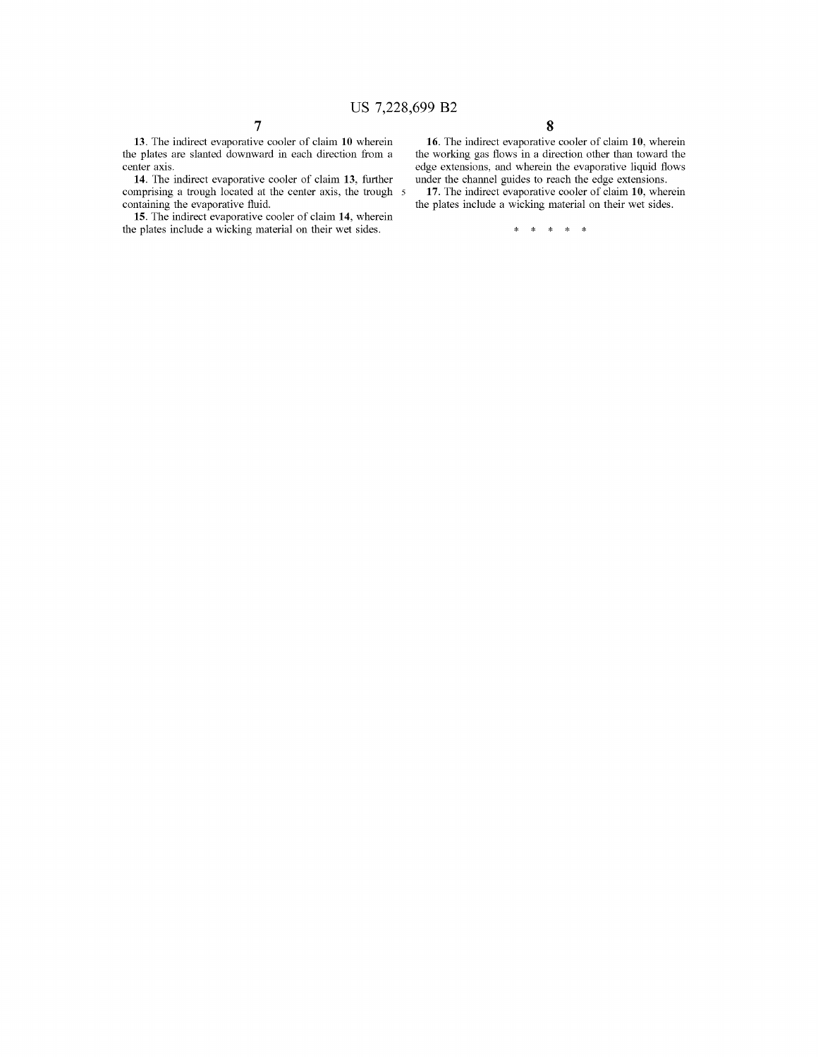**13**. The indirect evaporative cooler of claim **10** wherein the plates are slanted downward in each direction from a center axis.

**14**. The indirect evaporative cooler of claim **13**, further comprising a trough located at the center axis, the trough containing the evaporative fluid.

**15**. The indirect evaporative cooler of claim **14**, wherein the plates include a wicking material on their wet sides.

**16**. The indirect evaporative cooler of claim **10**, wherein the working gas flows in a direction other than toward the edge extensions, and wherein the evaporative liquid flows under the channel guides to reach the edge extensions.

**17**. The indirect evaporative cooler of claim **10**, wherein the plates include a wicking material on their wet sides.

* * * * *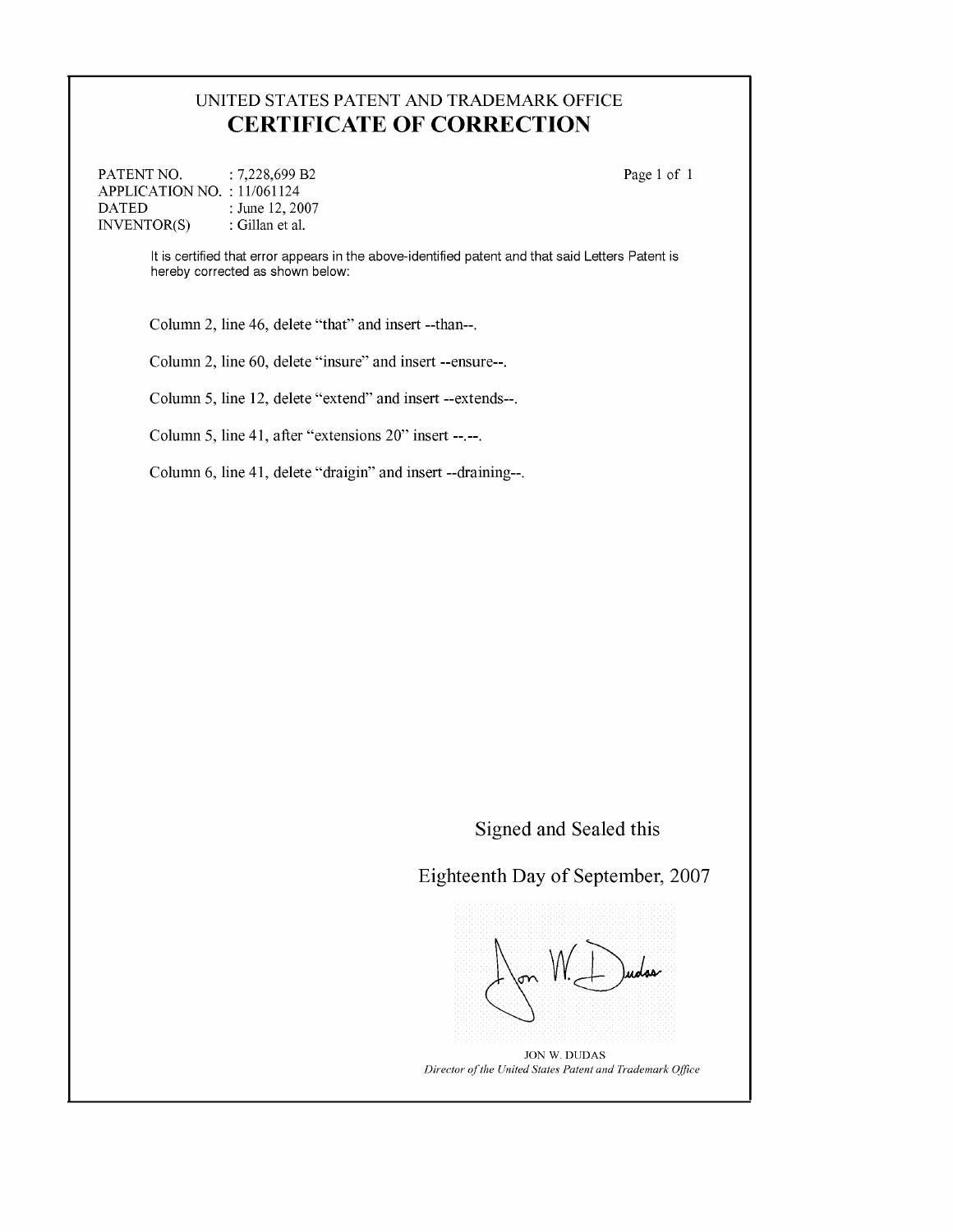# UNITED STATES PATENT AND TRADEMARK OFFICE
# CERTIFICATE OF CORRECTION

PATENT NO. : 7,228,699 B2

APPLICATION NO. : 11/061124

DATED : June 12, 2007

INVENTOR(S) : Gillan et al.

It is certified that error appears in the above-identified patent and that said Letters Patent is hereby corrected as shown below:

Column 2, line 46, delete "that" and insert --than--.

Column 2, line 60, delete "insure" and insert --ensure--.

Column 5, line 12, delete "extend" and insert --extends--.

Column 5, line 41, after "extensions 20" insert --.--.

Column 6, line 41, delete "draigin" and insert --draining--.

Signed and Sealed this

Eighteenth Day of September, 2007

JON W. DUDAS

*Director of the United States Patent and Trademark Office*